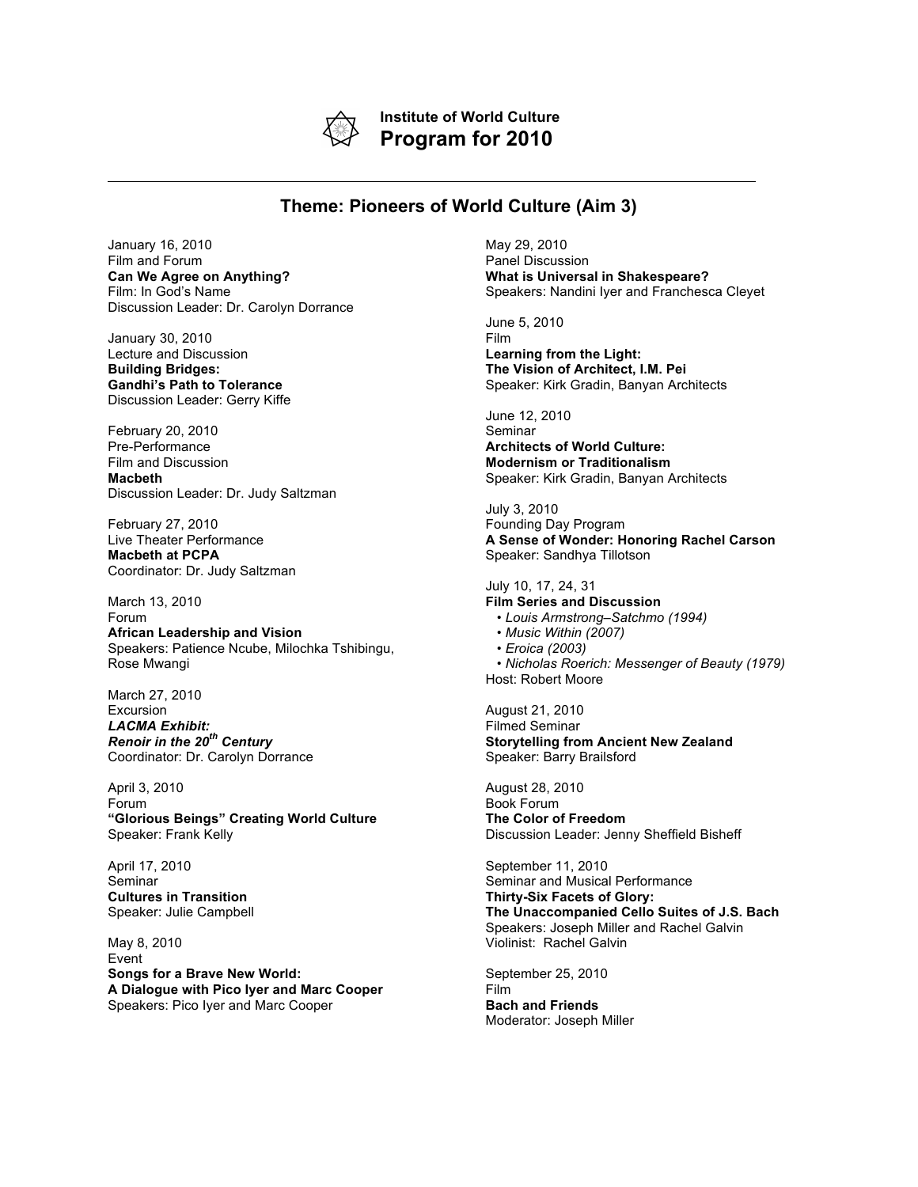**Institute of World Culture**
# Program for 2010

---

## Theme: Pioneers of World Culture (Aim 3)

January 16, 2010
Film and Forum
**Can We Agree on Anything?**
Film: In God's Name
Discussion Leader: Dr. Carolyn Dorrance

January 30, 2010
Lecture and Discussion
**Building Bridges:**
**Gandhi's Path to Tolerance**
Discussion Leader: Gerry Kiffe

February 20, 2010
Pre-Performance
Film and Discussion
**Macbeth**
Discussion Leader: Dr. Judy Saltzman

February 27, 2010
Live Theater Performance
**Macbeth at PCPA**
Coordinator: Dr. Judy Saltzman

March 13, 2010
Forum
**African Leadership and Vision**
Speakers: Patience Ncube, Milochka Tshibingu, Rose Mwangi

March 27, 2010
Excursion
***LACMA Exhibit:***
***Renoir in the 20th Century***
Coordinator: Dr. Carolyn Dorrance

April 3, 2010
Forum
**"Glorious Beings" Creating World Culture**
Speaker: Frank Kelly

April 17, 2010
Seminar
**Cultures in Transition**
Speaker: Julie Campbell

May 8, 2010
Event
**Songs for a Brave New World:**
**A Dialogue with Pico Iyer and Marc Cooper**
Speakers: Pico Iyer and Marc Cooper

May 29, 2010
Panel Discussion
**What is Universal in Shakespeare?**
Speakers: Nandini Iyer and Franchesca Cleyet

June 5, 2010
Film
**Learning from the Light:**
**The Vision of Architect, I.M. Pei**
Speaker: Kirk Gradin, Banyan Architects

June 12, 2010
Seminar
**Architects of World Culture:**
**Modernism or Traditionalism**
Speaker: Kirk Gradin, Banyan Architects

July 3, 2010
Founding Day Program
**A Sense of Wonder: Honoring Rachel Carson**
Speaker: Sandhya Tillotson

July 10, 17, 24, 31
**Film Series and Discussion**
- *Louis Armstrong–Satchmo (1994)*
- *Music Within (2007)*
- *Eroica (2003)*
- *Nicholas Roerich: Messenger of Beauty (1979)*

Host: Robert Moore

August 21, 2010
Filmed Seminar
**Storytelling from Ancient New Zealand**
Speaker: Barry Brailsford

August 28, 2010
Book Forum
**The Color of Freedom**
Discussion Leader: Jenny Sheffield Bisheff

September 11, 2010
Seminar and Musical Performance
**Thirty-Six Facets of Glory:**
**The Unaccompanied Cello Suites of J.S. Bach**
Speakers: Joseph Miller and Rachel Galvin
Violinist: Rachel Galvin

September 25, 2010
Film
**Bach and Friends**
Moderator: Joseph Miller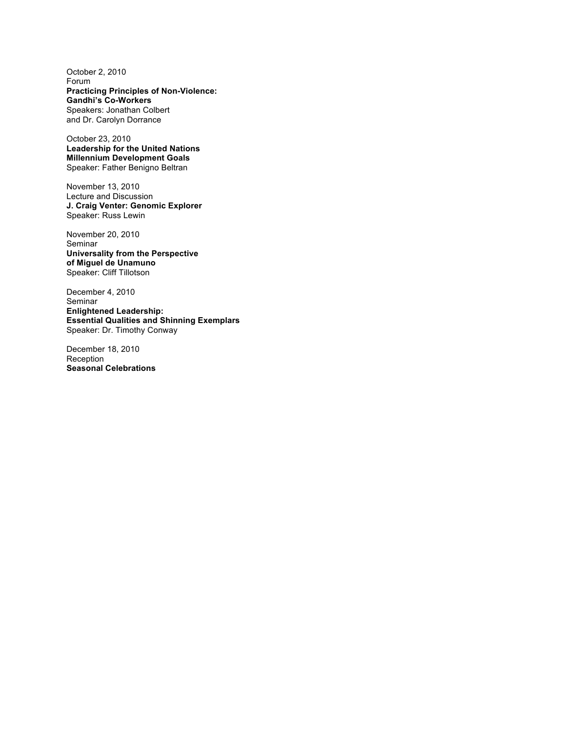October 2, 2010
Forum
**Practicing Principles of Non-Violence:**
**Gandhi's Co-Workers**
Speakers: Jonathan Colbert
and Dr. Carolyn Dorrance

October 23, 2010
**Leadership for the United Nations**
**Millennium Development Goals**
Speaker: Father Benigno Beltran

November 13, 2010
Lecture and Discussion
**J. Craig Venter: Genomic Explorer**
Speaker: Russ Lewin

November 20, 2010
Seminar
**Universality from the Perspective**
**of Miguel de Unamuno**
Speaker: Cliff Tillotson

December 4, 2010
Seminar
**Enlightened Leadership:**
**Essential Qualities and Shinning Exemplars**
Speaker: Dr. Timothy Conway

December 18, 2010
Reception
**Seasonal Celebrations**